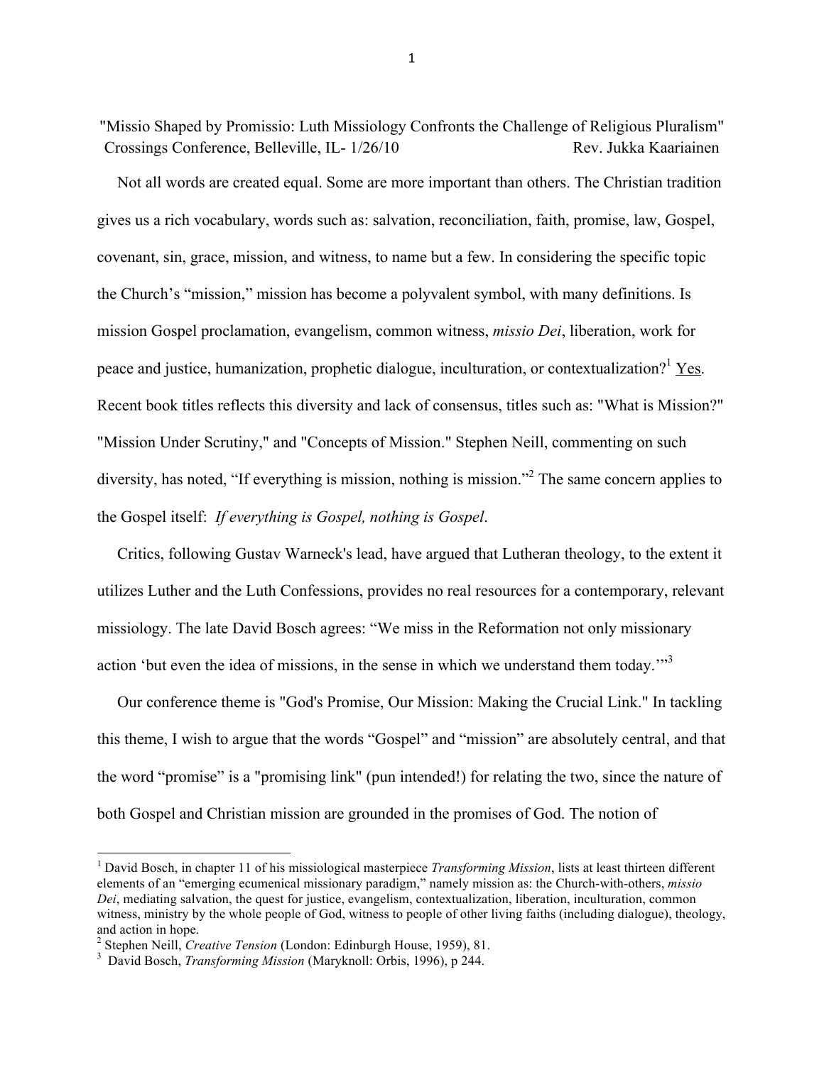"Missio Shaped by Promissio: Luth Missiology Confronts the Challenge of Religious Pluralism"
Crossings Conference, Belleville, IL- 1/26/10 Rev. Jukka Kaariainen

Not all words are created equal. Some are more important than others. The Christian tradition gives us a rich vocabulary, words such as: salvation, reconciliation, faith, promise, law, Gospel, covenant, sin, grace, mission, and witness, to name but a few. In considering the specific topic the Church's "mission," mission has become a polyvalent symbol, with many definitions. Is mission Gospel proclamation, evangelism, common witness, *missio Dei*, liberation, work for peace and justice, humanization, prophetic dialogue, inculturation, or contextualization?[1] Yes. Recent book titles reflects this diversity and lack of consensus, titles such as: "What is Mission?" "Mission Under Scrutiny," and "Concepts of Mission." Stephen Neill, commenting on such diversity, has noted, "If everything is mission, nothing is mission."[2] The same concern applies to the Gospel itself: *If everything is Gospel, nothing is Gospel*.

Critics, following Gustav Warneck's lead, have argued that Lutheran theology, to the extent it utilizes Luther and the Luth Confessions, provides no real resources for a contemporary, relevant missiology. The late David Bosch agrees: "We miss in the Reformation not only missionary action 'but even the idea of missions, in the sense in which we understand them today.'"[3]

Our conference theme is "God's Promise, Our Mission: Making the Crucial Link." In tackling this theme, I wish to argue that the words "Gospel" and "mission" are absolutely central, and that the word "promise" is a "promising link" (pun intended!) for relating the two, since the nature of both Gospel and Christian mission are grounded in the promises of God. The notion of

---

[1] David Bosch, in chapter 11 of his missiological masterpiece *Transforming Mission*, lists at least thirteen different elements of an "emerging ecumenical missionary paradigm," namely mission as: the Church-with-others, *missio Dei*, mediating salvation, the quest for justice, evangelism, contextualization, liberation, inculturation, common witness, ministry by the whole people of God, witness to people of other living faiths (including dialogue), theology, and action in hope.

[2] Stephen Neill, *Creative Tension* (London: Edinburgh House, 1959), 81.

[3] David Bosch, *Transforming Mission* (Maryknoll: Orbis, 1996), p 244.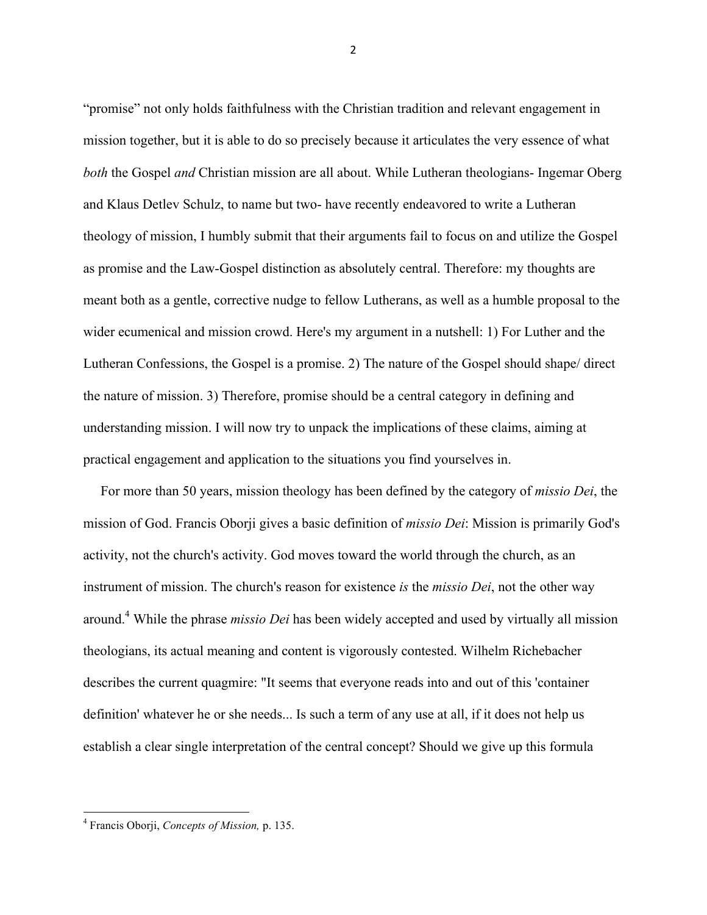“promise” not only holds faithfulness with the Christian tradition and relevant engagement in mission together, but it is able to do so precisely because it articulates the very essence of what *both* the Gospel *and* Christian mission are all about. While Lutheran theologians- Ingemar Oberg and Klaus Detlev Schulz, to name but two- have recently endeavored to write a Lutheran theology of mission, I humbly submit that their arguments fail to focus on and utilize the Gospel as promise and the Law-Gospel distinction as absolutely central. Therefore: my thoughts are meant both as a gentle, corrective nudge to fellow Lutherans, as well as a humble proposal to the wider ecumenical and mission crowd. Here's my argument in a nutshell: 1) For Luther and the Lutheran Confessions, the Gospel is a promise. 2) The nature of the Gospel should shape/ direct the nature of mission. 3) Therefore, promise should be a central category in defining and understanding mission. I will now try to unpack the implications of these claims, aiming at practical engagement and application to the situations you find yourselves in.

For more than 50 years, mission theology has been defined by the category of *missio Dei*, the mission of God. Francis Oborji gives a basic definition of *missio Dei*: Mission is primarily God's activity, not the church's activity. God moves toward the world through the church, as an instrument of mission. The church's reason for existence *is* the *missio Dei*, not the other way around.[4] While the phrase *missio Dei* has been widely accepted and used by virtually all mission theologians, its actual meaning and content is vigorously contested. Wilhelm Richebacher describes the current quagmire: "It seems that everyone reads into and out of this 'container definition' whatever he or she needs... Is such a term of any use at all, if it does not help us establish a clear single interpretation of the central concept? Should we give up this formula

---

[4] Francis Oborji, *Concepts of Mission,* p. 135.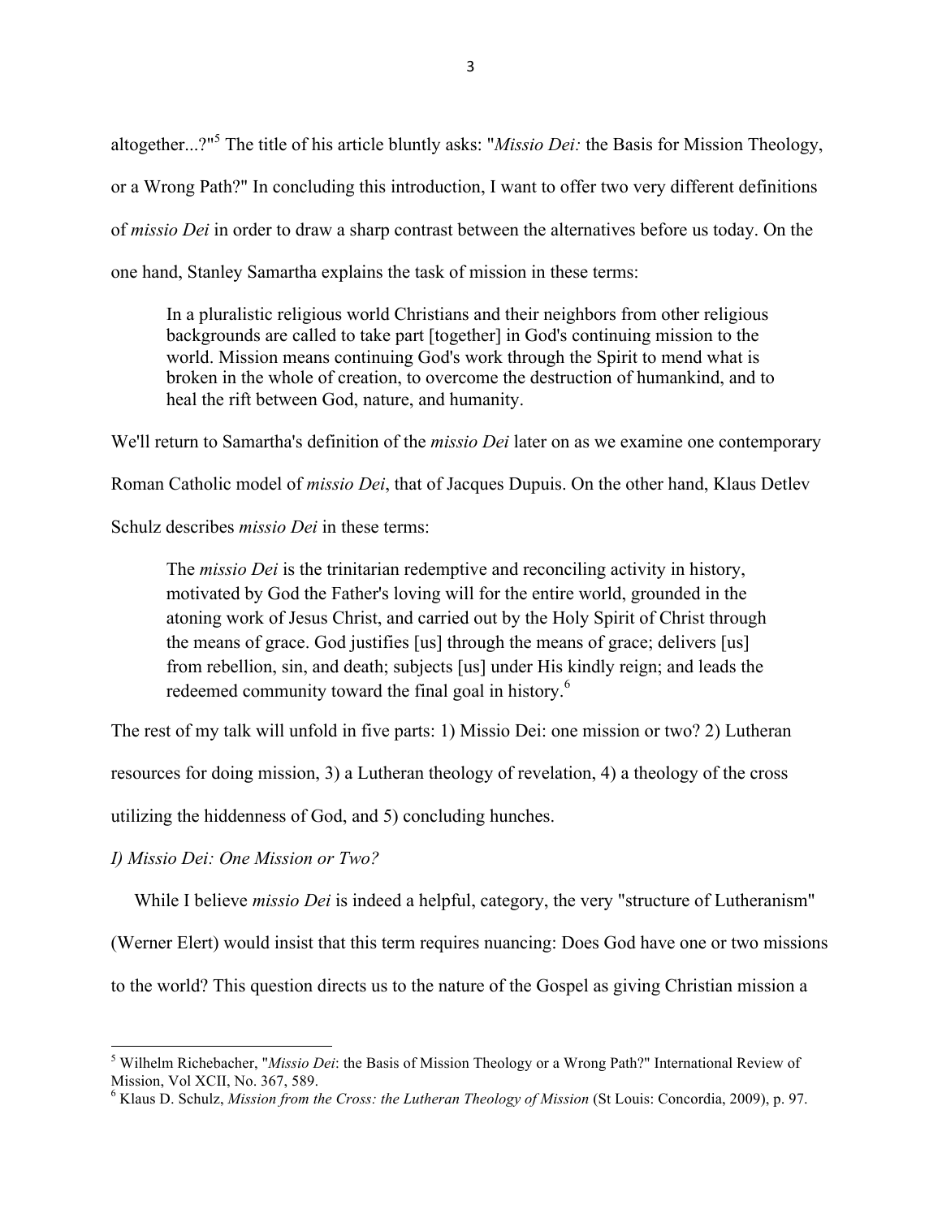altogether...?"[5] The title of his article bluntly asks: "*Missio Dei:* the Basis for Mission Theology, or a Wrong Path?" In concluding this introduction, I want to offer two very different definitions of *missio Dei* in order to draw a sharp contrast between the alternatives before us today. On the one hand, Stanley Samartha explains the task of mission in these terms:

> In a pluralistic religious world Christians and their neighbors from other religious backgrounds are called to take part [together] in God's continuing mission to the world. Mission means continuing God's work through the Spirit to mend what is broken in the whole of creation, to overcome the destruction of humankind, and to heal the rift between God, nature, and humanity.

We'll return to Samartha's definition of the *missio Dei* later on as we examine one contemporary Roman Catholic model of *missio Dei*, that of Jacques Dupuis. On the other hand, Klaus Detlev Schulz describes *missio Dei* in these terms:

> The *missio Dei* is the trinitarian redemptive and reconciling activity in history, motivated by God the Father's loving will for the entire world, grounded in the atoning work of Jesus Christ, and carried out by the Holy Spirit of Christ through the means of grace. God justifies [us] through the means of grace; delivers [us] from rebellion, sin, and death; subjects [us] under His kindly reign; and leads the redeemed community toward the final goal in history.[6]

The rest of my talk will unfold in five parts: 1) Missio Dei: one mission or two? 2) Lutheran resources for doing mission, 3) a Lutheran theology of revelation, 4) a theology of the cross utilizing the hiddenness of God, and 5) concluding hunches.

*I) Missio Dei: One Mission or Two?*

While I believe *missio Dei* is indeed a helpful, category, the very "structure of Lutheranism" (Werner Elert) would insist that this term requires nuancing: Does God have one or two missions to the world? This question directs us to the nature of the Gospel as giving Christian mission a

---

[5] Wilhelm Richebacher, "*Missio Dei*: the Basis of Mission Theology or a Wrong Path?" International Review of Mission, Vol XCII, No. 367, 589.

[6] Klaus D. Schulz, *Mission from the Cross: the Lutheran Theology of Mission* (St Louis: Concordia, 2009), p. 97.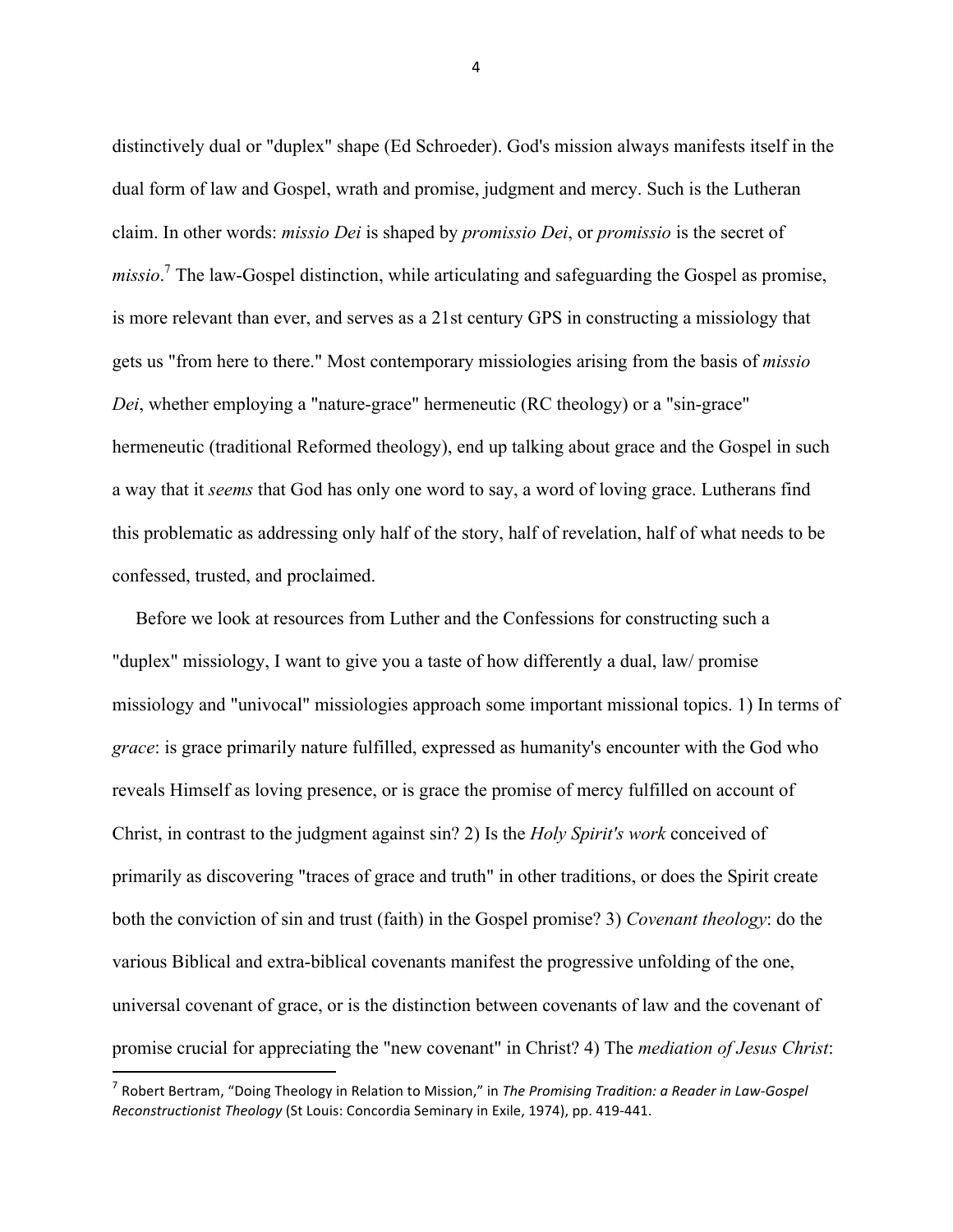distinctively dual or "duplex" shape (Ed Schroeder). God's mission always manifests itself in the dual form of law and Gospel, wrath and promise, judgment and mercy. Such is the Lutheran claim. In other words: *missio Dei* is shaped by *promissio Dei*, or *promissio* is the secret of *missio*.[7] The law-Gospel distinction, while articulating and safeguarding the Gospel as promise, is more relevant than ever, and serves as a 21st century GPS in constructing a missiology that gets us "from here to there." Most contemporary missiologies arising from the basis of *missio Dei*, whether employing a "nature-grace" hermeneutic (RC theology) or a "sin-grace" hermeneutic (traditional Reformed theology), end up talking about grace and the Gospel in such a way that it *seems* that God has only one word to say, a word of loving grace. Lutherans find this problematic as addressing only half of the story, half of revelation, half of what needs to be confessed, trusted, and proclaimed.

Before we look at resources from Luther and the Confessions for constructing such a "duplex" missiology, I want to give you a taste of how differently a dual, law/ promise missiology and "univocal" missiologies approach some important missional topics. 1) In terms of *grace*: is grace primarily nature fulfilled, expressed as humanity's encounter with the God who reveals Himself as loving presence, or is grace the promise of mercy fulfilled on account of Christ, in contrast to the judgment against sin? 2) Is the *Holy Spirit's work* conceived of primarily as discovering "traces of grace and truth" in other traditions, or does the Spirit create both the conviction of sin and trust (faith) in the Gospel promise? 3) *Covenant theology*: do the various Biblical and extra-biblical covenants manifest the progressive unfolding of the one, universal covenant of grace, or is the distinction between covenants of law and the covenant of promise crucial for appreciating the "new covenant" in Christ? 4) The *mediation of Jesus Christ*:

---

[7] Robert Bertram, "Doing Theology in Relation to Mission," in *The Promising Tradition: a Reader in Law-Gospel Reconstructionist Theology* (St Louis: Concordia Seminary in Exile, 1974), pp. 419-441.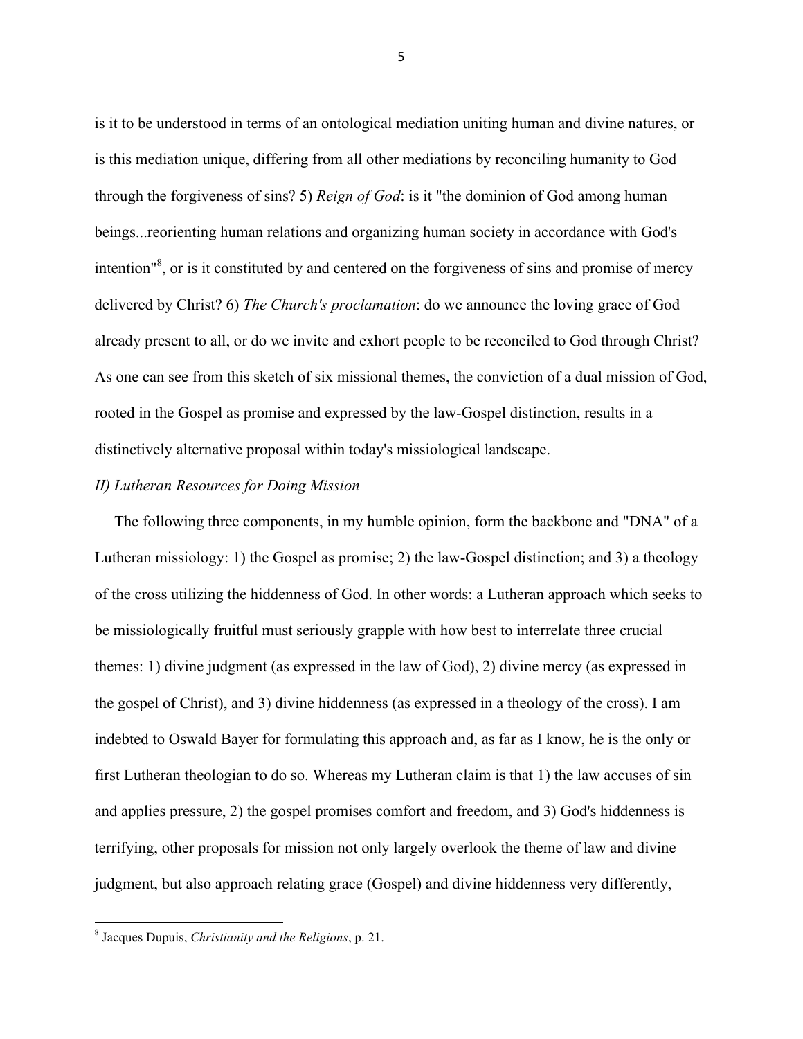is it to be understood in terms of an ontological mediation uniting human and divine natures, or is this mediation unique, differing from all other mediations by reconciling humanity to God through the forgiveness of sins? 5) *Reign of God*: is it "the dominion of God among human beings...reorienting human relations and organizing human society in accordance with God's intention"[8], or is it constituted by and centered on the forgiveness of sins and promise of mercy delivered by Christ? 6) *The Church's proclamation*: do we announce the loving grace of God already present to all, or do we invite and exhort people to be reconciled to God through Christ? As one can see from this sketch of six missional themes, the conviction of a dual mission of God, rooted in the Gospel as promise and expressed by the law-Gospel distinction, results in a distinctively alternative proposal within today's missiological landscape.

*II) Lutheran Resources for Doing Mission*

The following three components, in my humble opinion, form the backbone and "DNA" of a Lutheran missiology: 1) the Gospel as promise; 2) the law-Gospel distinction; and 3) a theology of the cross utilizing the hiddenness of God. In other words: a Lutheran approach which seeks to be missiologically fruitful must seriously grapple with how best to interrelate three crucial themes: 1) divine judgment (as expressed in the law of God), 2) divine mercy (as expressed in the gospel of Christ), and 3) divine hiddenness (as expressed in a theology of the cross). I am indebted to Oswald Bayer for formulating this approach and, as far as I know, he is the only or first Lutheran theologian to do so. Whereas my Lutheran claim is that 1) the law accuses of sin and applies pressure, 2) the gospel promises comfort and freedom, and 3) God's hiddenness is terrifying, other proposals for mission not only largely overlook the theme of law and divine judgment, but also approach relating grace (Gospel) and divine hiddenness very differently,

---

[8] Jacques Dupuis, *Christianity and the Religions*, p. 21.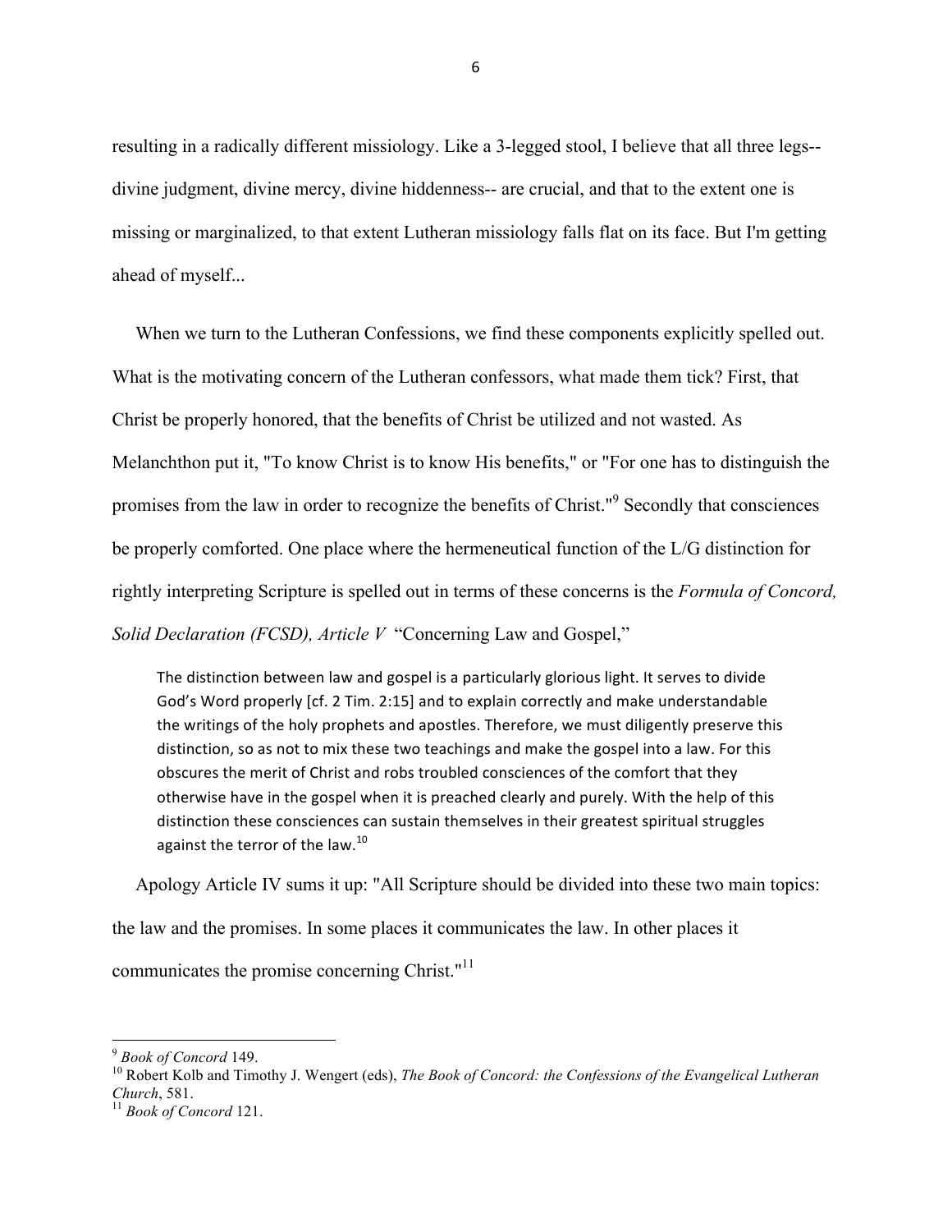resulting in a radically different missiology. Like a 3-legged stool, I believe that all three legs--divine judgment, divine mercy, divine hiddenness-- are crucial, and that to the extent one is missing or marginalized, to that extent Lutheran missiology falls flat on its face. But I'm getting ahead of myself...

When we turn to the Lutheran Confessions, we find these components explicitly spelled out. What is the motivating concern of the Lutheran confessors, what made them tick? First, that Christ be properly honored, that the benefits of Christ be utilized and not wasted. As Melanchthon put it, "To know Christ is to know His benefits," or "For one has to distinguish the promises from the law in order to recognize the benefits of Christ."[9] Secondly that consciences be properly comforted. One place where the hermeneutical function of the L/G distinction for rightly interpreting Scripture is spelled out in terms of these concerns is the *Formula of Concord, Solid Declaration (FCSD), Article V* "Concerning Law and Gospel,"

> The distinction between law and gospel is a particularly glorious light. It serves to divide God's Word properly [cf. 2 Tim. 2:15] and to explain correctly and make understandable the writings of the holy prophets and apostles. Therefore, we must diligently preserve this distinction, so as not to mix these two teachings and make the gospel into a law. For this obscures the merit of Christ and robs troubled consciences of the comfort that they otherwise have in the gospel when it is preached clearly and purely. With the help of this distinction these consciences can sustain themselves in their greatest spiritual struggles against the terror of the law.[10]

Apology Article IV sums it up: "All Scripture should be divided into these two main topics: the law and the promises. In some places it communicates the law. In other places it communicates the promise concerning Christ."[11]

---

[9] *Book of Concord* 149.

[10] Robert Kolb and Timothy J. Wengert (eds), *The Book of Concord: the Confessions of the Evangelical Lutheran Church*, 581.

[11] *Book of Concord* 121.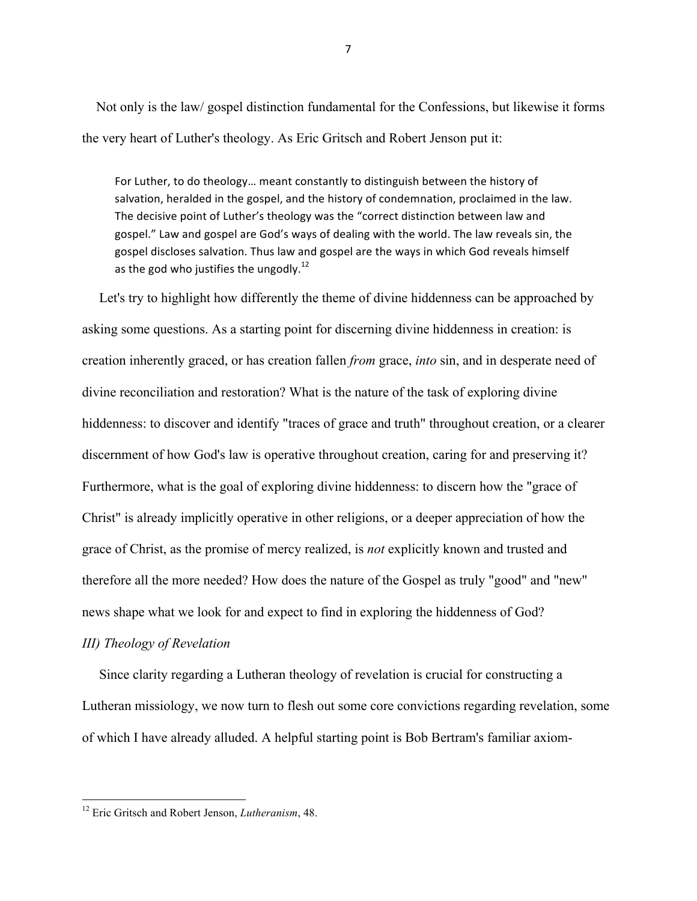Not only is the law/ gospel distinction fundamental for the Confessions, but likewise it forms the very heart of Luther's theology. As Eric Gritsch and Robert Jenson put it:

> For Luther, to do theology… meant constantly to distinguish between the history of salvation, heralded in the gospel, and the history of condemnation, proclaimed in the law. The decisive point of Luther's theology was the "correct distinction between law and gospel." Law and gospel are God's ways of dealing with the world. The law reveals sin, the gospel discloses salvation. Thus law and gospel are the ways in which God reveals himself as the god who justifies the ungodly.[12]

Let's try to highlight how differently the theme of divine hiddenness can be approached by asking some questions. As a starting point for discerning divine hiddenness in creation: is creation inherently graced, or has creation fallen *from* grace, *into* sin, and in desperate need of divine reconciliation and restoration? What is the nature of the task of exploring divine hiddenness: to discover and identify "traces of grace and truth" throughout creation, or a clearer discernment of how God's law is operative throughout creation, caring for and preserving it? Furthermore, what is the goal of exploring divine hiddenness: to discern how the "grace of Christ" is already implicitly operative in other religions, or a deeper appreciation of how the grace of Christ, as the promise of mercy realized, is *not* explicitly known and trusted and therefore all the more needed? How does the nature of the Gospel as truly "good" and "new" news shape what we look for and expect to find in exploring the hiddenness of God?

*III) Theology of Revelation*

Since clarity regarding a Lutheran theology of revelation is crucial for constructing a Lutheran missiology, we now turn to flesh out some core convictions regarding revelation, some of which I have already alluded. A helpful starting point is Bob Bertram's familiar axiom-

---

[12] Eric Gritsch and Robert Jenson, *Lutheranism*, 48.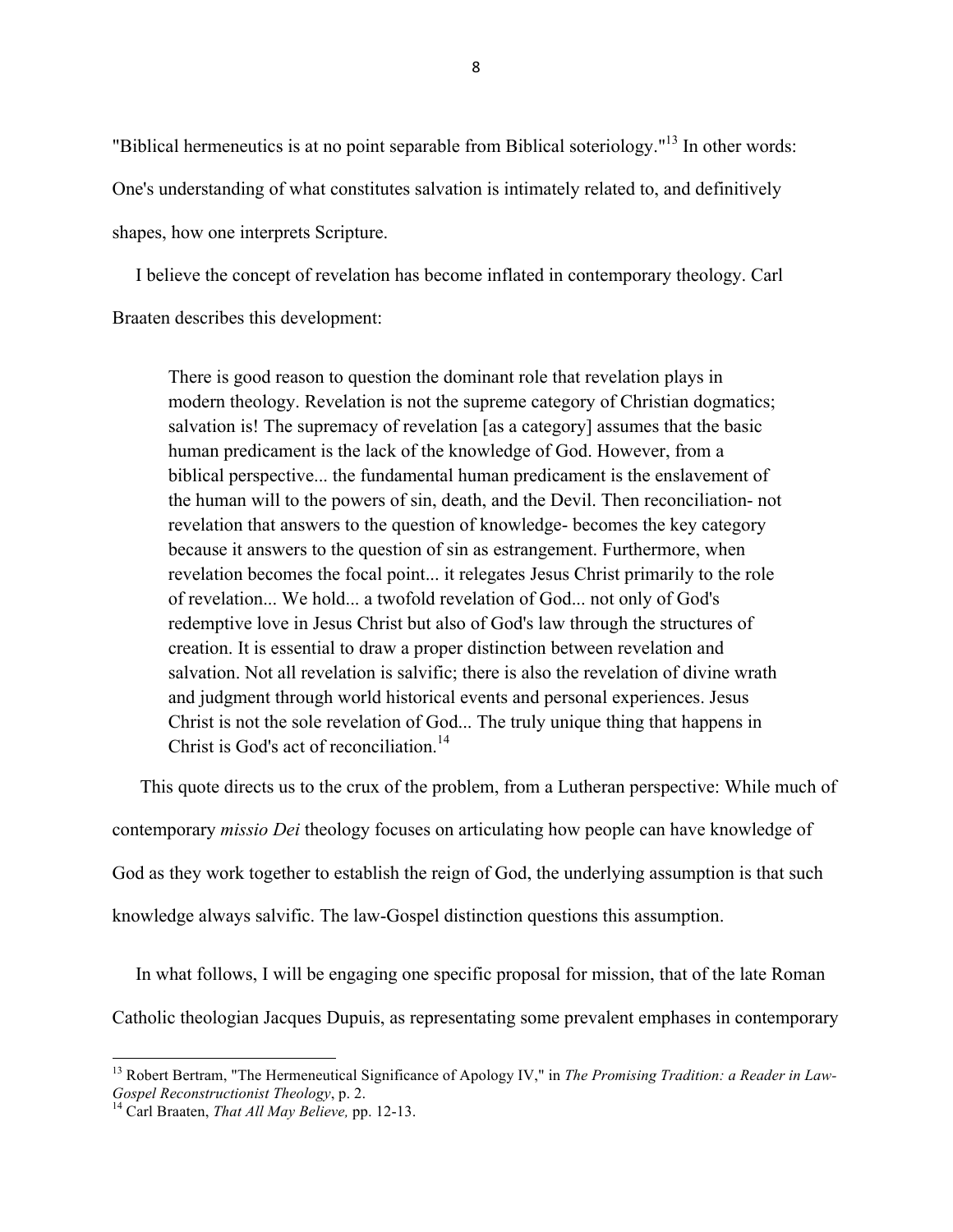"Biblical hermeneutics is at no point separable from Biblical soteriology."[13] In other words: One's understanding of what constitutes salvation is intimately related to, and definitively shapes, how one interprets Scripture.

I believe the concept of revelation has become inflated in contemporary theology. Carl Braaten describes this development:

> There is good reason to question the dominant role that revelation plays in modern theology. Revelation is not the supreme category of Christian dogmatics; salvation is! The supremacy of revelation [as a category] assumes that the basic human predicament is the lack of the knowledge of God. However, from a biblical perspective... the fundamental human predicament is the enslavement of the human will to the powers of sin, death, and the Devil. Then reconciliation- not revelation that answers to the question of knowledge- becomes the key category because it answers to the question of sin as estrangement. Furthermore, when revelation becomes the focal point... it relegates Jesus Christ primarily to the role of revelation... We hold... a twofold revelation of God... not only of God's redemptive love in Jesus Christ but also of God's law through the structures of creation. It is essential to draw a proper distinction between revelation and salvation. Not all revelation is salvific; there is also the revelation of divine wrath and judgment through world historical events and personal experiences. Jesus Christ is not the sole revelation of God... The truly unique thing that happens in Christ is God's act of reconciliation.[14]

This quote directs us to the crux of the problem, from a Lutheran perspective: While much of contemporary *missio Dei* theology focuses on articulating how people can have knowledge of God as they work together to establish the reign of God, the underlying assumption is that such knowledge always salvific. The law-Gospel distinction questions this assumption.

In what follows, I will be engaging one specific proposal for mission, that of the late Roman Catholic theologian Jacques Dupuis, as representating some prevalent emphases in contemporary

---

[13] Robert Bertram, "The Hermeneutical Significance of Apology IV," in *The Promising Tradition: a Reader in Law-Gospel Reconstructionist Theology*, p. 2.

[14] Carl Braaten, *That All May Believe,* pp. 12-13.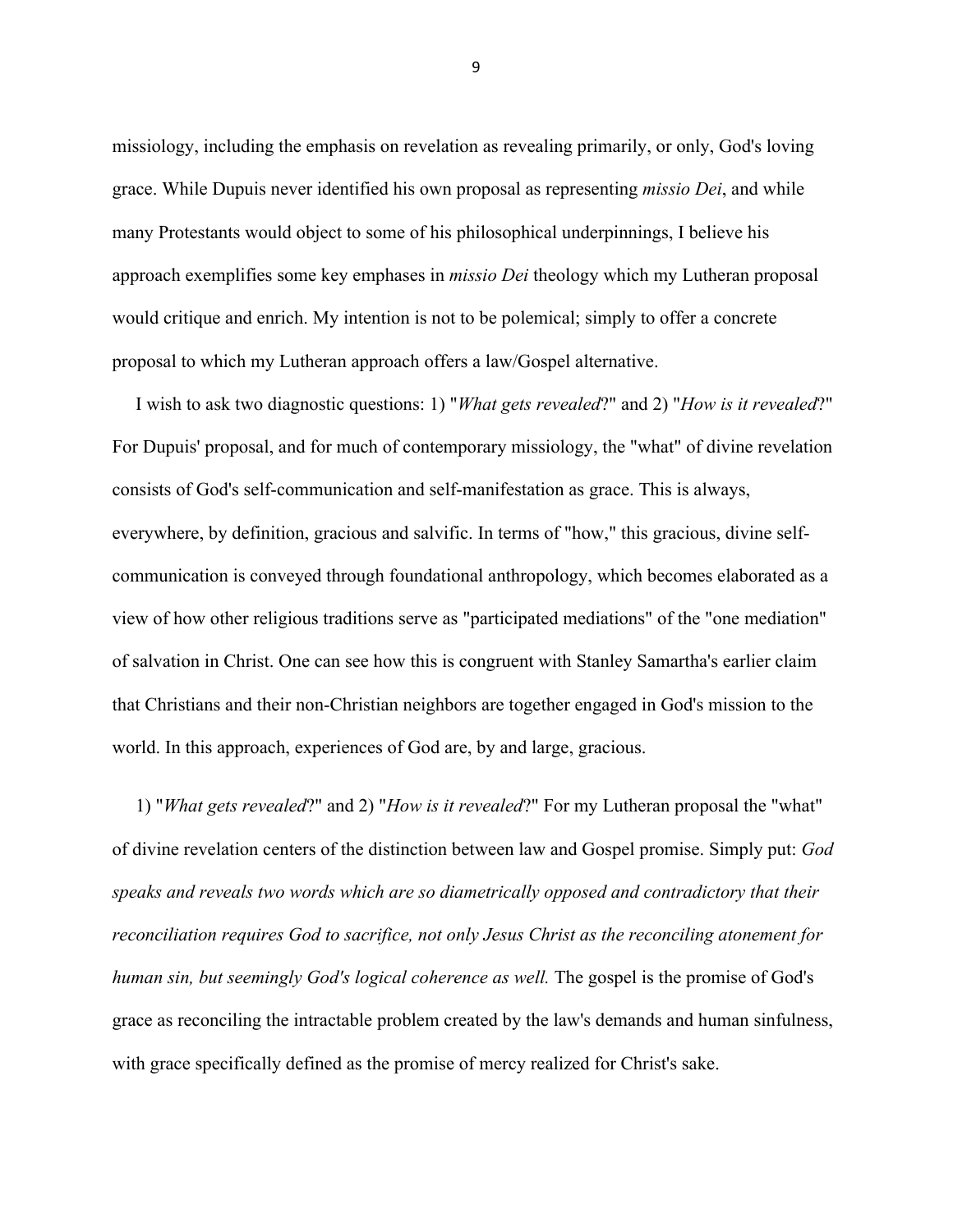missiology, including the emphasis on revelation as revealing primarily, or only, God's loving grace. While Dupuis never identified his own proposal as representing *missio Dei*, and while many Protestants would object to some of his philosophical underpinnings, I believe his approach exemplifies some key emphases in *missio Dei* theology which my Lutheran proposal would critique and enrich. My intention is not to be polemical; simply to offer a concrete proposal to which my Lutheran approach offers a law/Gospel alternative.

I wish to ask two diagnostic questions: 1) "*What gets revealed*?" and 2) "*How is it revealed*?" For Dupuis' proposal, and for much of contemporary missiology, the "what" of divine revelation consists of God's self-communication and self-manifestation as grace. This is always, everywhere, by definition, gracious and salvific. In terms of "how," this gracious, divine self-communication is conveyed through foundational anthropology, which becomes elaborated as a view of how other religious traditions serve as "participated mediations" of the "one mediation" of salvation in Christ. One can see how this is congruent with Stanley Samartha's earlier claim that Christians and their non-Christian neighbors are together engaged in God's mission to the world. In this approach, experiences of God are, by and large, gracious.

1) "*What gets revealed*?" and 2) "*How is it revealed*?" For my Lutheran proposal the "what" of divine revelation centers of the distinction between law and Gospel promise. Simply put: *God speaks and reveals two words which are so diametrically opposed and contradictory that their reconciliation requires God to sacrifice, not only Jesus Christ as the reconciling atonement for human sin, but seemingly God's logical coherence as well.* The gospel is the promise of God's grace as reconciling the intractable problem created by the law's demands and human sinfulness, with grace specifically defined as the promise of mercy realized for Christ's sake.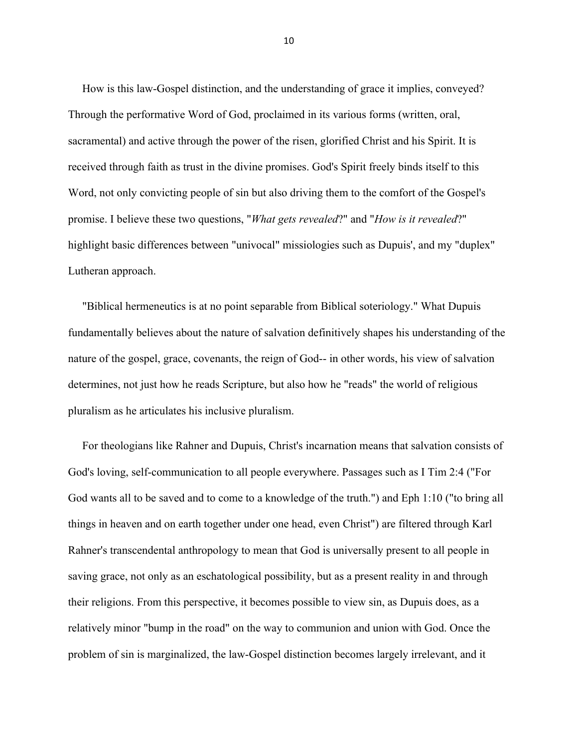How is this law-Gospel distinction, and the understanding of grace it implies, conveyed? Through the performative Word of God, proclaimed in its various forms (written, oral, sacramental) and active through the power of the risen, glorified Christ and his Spirit. It is received through faith as trust in the divine promises. God's Spirit freely binds itself to this Word, not only convicting people of sin but also driving them to the comfort of the Gospel's promise. I believe these two questions, "*What gets revealed*?" and "*How is it revealed*?" highlight basic differences between "univocal" missiologies such as Dupuis', and my "duplex" Lutheran approach.

"Biblical hermeneutics is at no point separable from Biblical soteriology." What Dupuis fundamentally believes about the nature of salvation definitively shapes his understanding of the nature of the gospel, grace, covenants, the reign of God-- in other words, his view of salvation determines, not just how he reads Scripture, but also how he "reads" the world of religious pluralism as he articulates his inclusive pluralism.

For theologians like Rahner and Dupuis, Christ's incarnation means that salvation consists of God's loving, self-communication to all people everywhere. Passages such as I Tim 2:4 ("For God wants all to be saved and to come to a knowledge of the truth.") and Eph 1:10 ("to bring all things in heaven and on earth together under one head, even Christ") are filtered through Karl Rahner's transcendental anthropology to mean that God is universally present to all people in saving grace, not only as an eschatological possibility, but as a present reality in and through their religions. From this perspective, it becomes possible to view sin, as Dupuis does, as a relatively minor "bump in the road" on the way to communion and union with God. Once the problem of sin is marginalized, the law-Gospel distinction becomes largely irrelevant, and it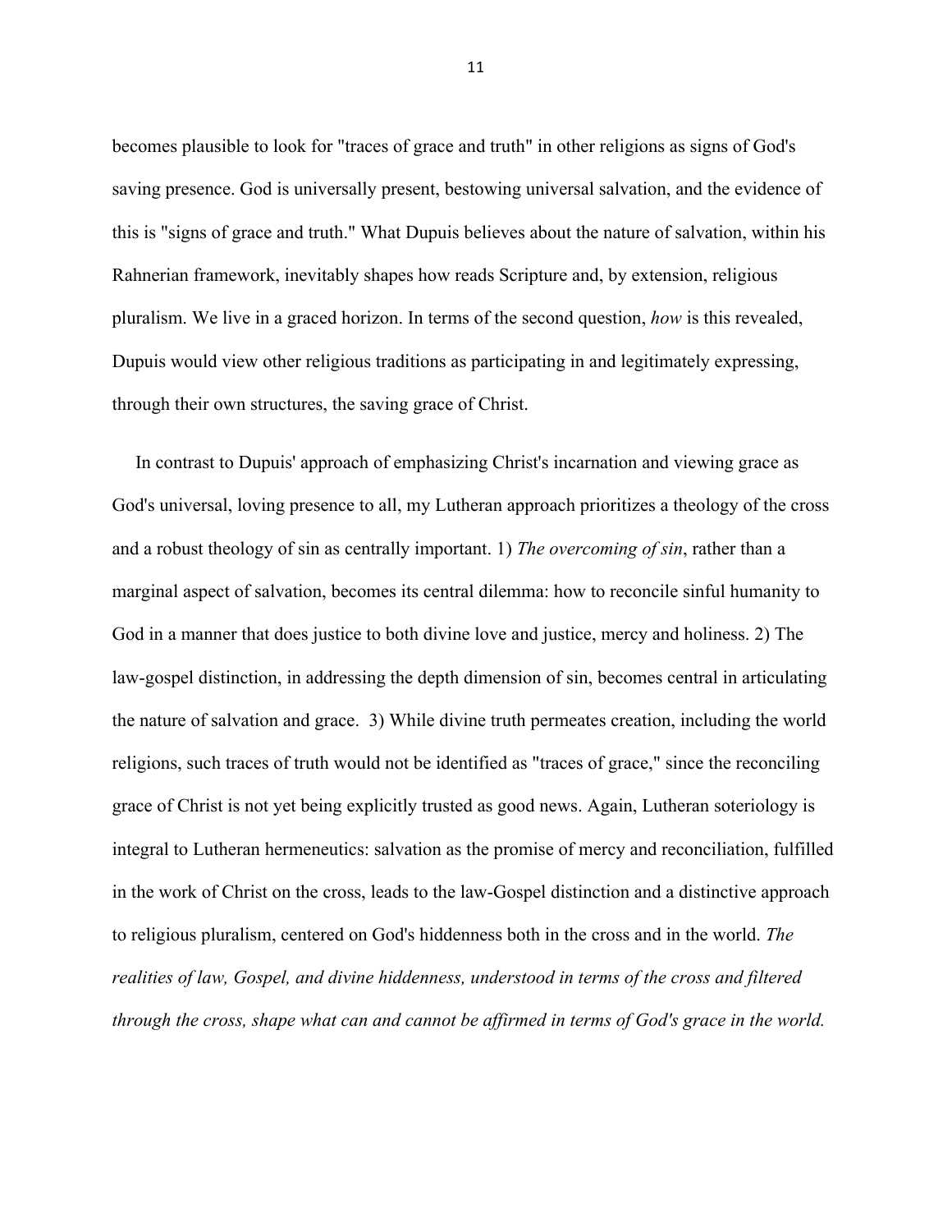becomes plausible to look for "traces of grace and truth" in other religions as signs of God's saving presence. God is universally present, bestowing universal salvation, and the evidence of this is "signs of grace and truth." What Dupuis believes about the nature of salvation, within his Rahnerian framework, inevitably shapes how reads Scripture and, by extension, religious pluralism. We live in a graced horizon. In terms of the second question, *how* is this revealed, Dupuis would view other religious traditions as participating in and legitimately expressing, through their own structures, the saving grace of Christ.

In contrast to Dupuis' approach of emphasizing Christ's incarnation and viewing grace as God's universal, loving presence to all, my Lutheran approach prioritizes a theology of the cross and a robust theology of sin as centrally important. 1) *The overcoming of sin*, rather than a marginal aspect of salvation, becomes its central dilemma: how to reconcile sinful humanity to God in a manner that does justice to both divine love and justice, mercy and holiness. 2) The law-gospel distinction, in addressing the depth dimension of sin, becomes central in articulating the nature of salvation and grace. 3) While divine truth permeates creation, including the world religions, such traces of truth would not be identified as "traces of grace," since the reconciling grace of Christ is not yet being explicitly trusted as good news. Again, Lutheran soteriology is integral to Lutheran hermeneutics: salvation as the promise of mercy and reconciliation, fulfilled in the work of Christ on the cross, leads to the law-Gospel distinction and a distinctive approach to religious pluralism, centered on God's hiddenness both in the cross and in the world. *The realities of law, Gospel, and divine hiddenness, understood in terms of the cross and filtered through the cross, shape what can and cannot be affirmed in terms of God's grace in the world.*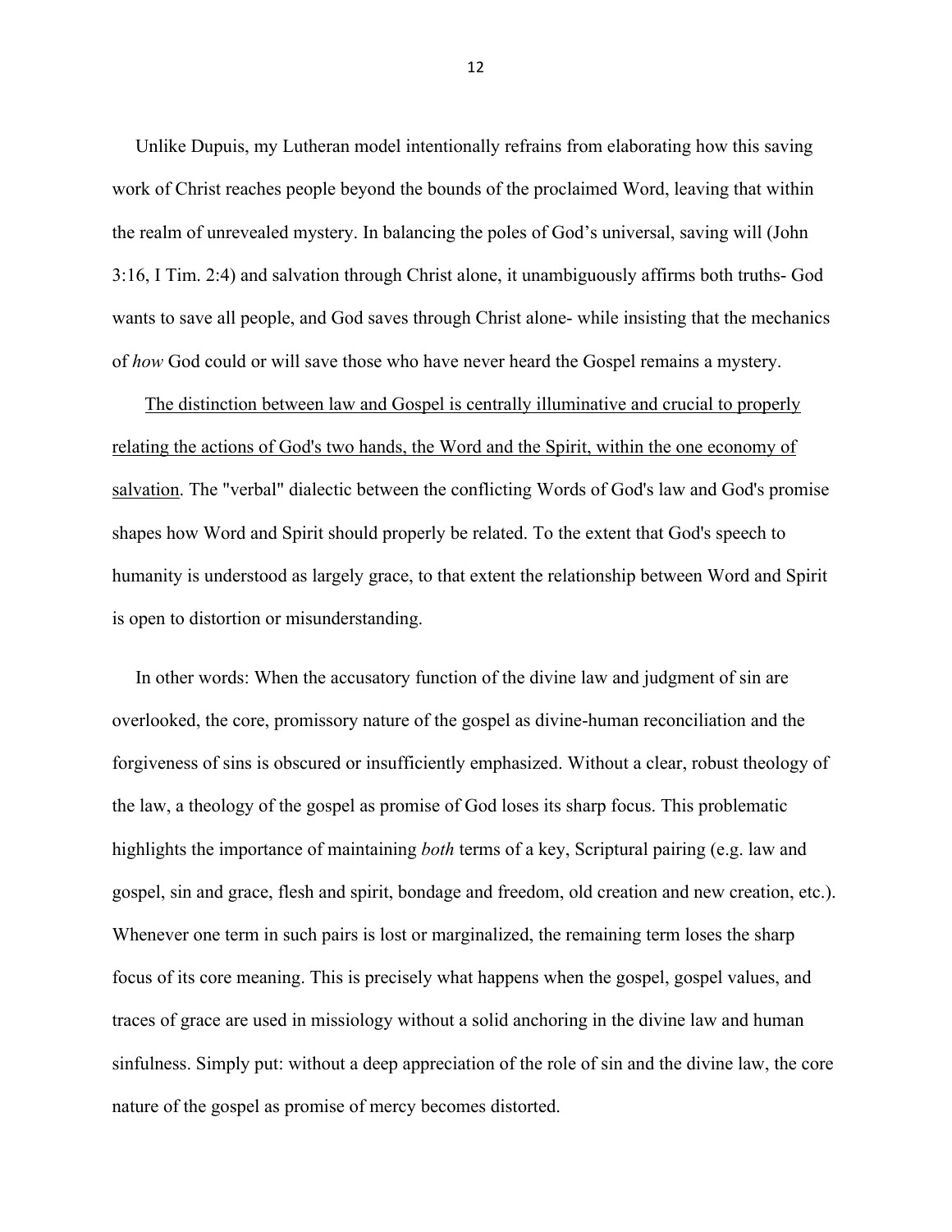Unlike Dupuis, my Lutheran model intentionally refrains from elaborating how this saving work of Christ reaches people beyond the bounds of the proclaimed Word, leaving that within the realm of unrevealed mystery. In balancing the poles of God's universal, saving will (John 3:16, I Tim. 2:4) and salvation through Christ alone, it unambiguously affirms both truths- God wants to save all people, and God saves through Christ alone- while insisting that the mechanics of *how* God could or will save those who have never heard the Gospel remains a mystery.

<u>The distinction between law and Gospel is centrally illuminative and crucial to properly relating the actions of God's two hands, the Word and the Spirit, within the one economy of salvation</u>. The "verbal" dialectic between the conflicting Words of God's law and God's promise shapes how Word and Spirit should properly be related. To the extent that God's speech to humanity is understood as largely grace, to that extent the relationship between Word and Spirit is open to distortion or misunderstanding.

In other words: When the accusatory function of the divine law and judgment of sin are overlooked, the core, promissory nature of the gospel as divine-human reconciliation and the forgiveness of sins is obscured or insufficiently emphasized. Without a clear, robust theology of the law, a theology of the gospel as promise of God loses its sharp focus. This problematic highlights the importance of maintaining *both* terms of a key, Scriptural pairing (e.g. law and gospel, sin and grace, flesh and spirit, bondage and freedom, old creation and new creation, etc.). Whenever one term in such pairs is lost or marginalized, the remaining term loses the sharp focus of its core meaning. This is precisely what happens when the gospel, gospel values, and traces of grace are used in missiology without a solid anchoring in the divine law and human sinfulness. Simply put: without a deep appreciation of the role of sin and the divine law, the core nature of the gospel as promise of mercy becomes distorted.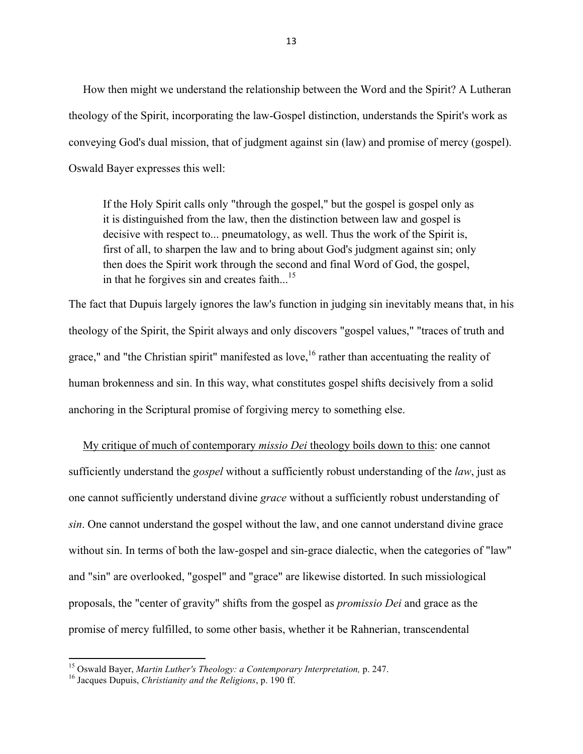How then might we understand the relationship between the Word and the Spirit? A Lutheran theology of the Spirit, incorporating the law-Gospel distinction, understands the Spirit's work as conveying God's dual mission, that of judgment against sin (law) and promise of mercy (gospel). Oswald Bayer expresses this well:

> If the Holy Spirit calls only "through the gospel," but the gospel is gospel only as it is distinguished from the law, then the distinction between law and gospel is decisive with respect to... pneumatology, as well. Thus the work of the Spirit is, first of all, to sharpen the law and to bring about God's judgment against sin; only then does the Spirit work through the second and final Word of God, the gospel, in that he forgives sin and creates faith...[15]

The fact that Dupuis largely ignores the law's function in judging sin inevitably means that, in his theology of the Spirit, the Spirit always and only discovers "gospel values," "traces of truth and grace," and "the Christian spirit" manifested as love,[16] rather than accentuating the reality of human brokenness and sin. In this way, what constitutes gospel shifts decisively from a solid anchoring in the Scriptural promise of forgiving mercy to something else.

<u>My critique of much of contemporary *missio Dei* theology boils down to this</u>: one cannot sufficiently understand the *gospel* without a sufficiently robust understanding of the *law*, just as one cannot sufficiently understand divine *grace* without a sufficiently robust understanding of *sin*. One cannot understand the gospel without the law, and one cannot understand divine grace without sin. In terms of both the law-gospel and sin-grace dialectic, when the categories of "law" and "sin" are overlooked, "gospel" and "grace" are likewise distorted. In such missiological proposals, the "center of gravity" shifts from the gospel as *promissio Dei* and grace as the promise of mercy fulfilled, to some other basis, whether it be Rahnerian, transcendental

---

[15] Oswald Bayer, *Martin Luther's Theology: a Contemporary Interpretation,* p. 247.

[16] Jacques Dupuis, *Christianity and the Religions*, p. 190 ff.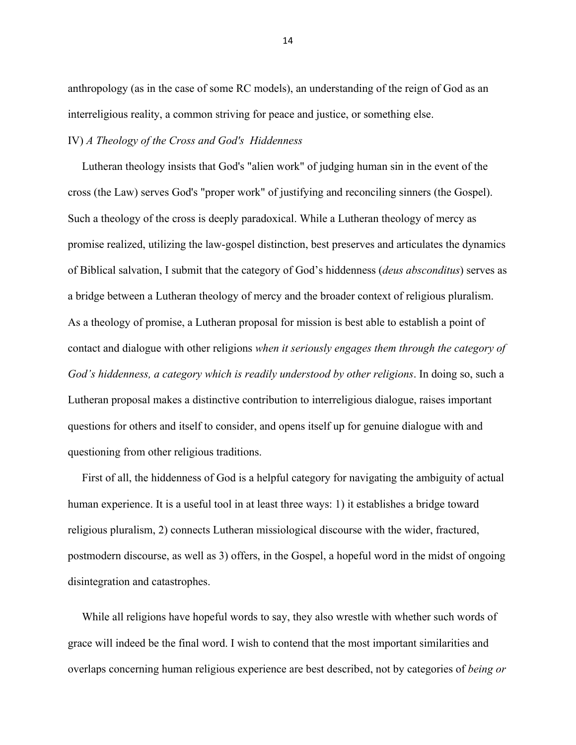anthropology (as in the case of some RC models), an understanding of the reign of God as an interreligious reality, a common striving for peace and justice, or something else.

IV) *A Theology of the Cross and God's Hiddenness*

Lutheran theology insists that God's "alien work" of judging human sin in the event of the cross (the Law) serves God's "proper work" of justifying and reconciling sinners (the Gospel). Such a theology of the cross is deeply paradoxical. While a Lutheran theology of mercy as promise realized, utilizing the law-gospel distinction, best preserves and articulates the dynamics of Biblical salvation, I submit that the category of God's hiddenness (*deus absconditus*) serves as a bridge between a Lutheran theology of mercy and the broader context of religious pluralism. As a theology of promise, a Lutheran proposal for mission is best able to establish a point of contact and dialogue with other religions *when it seriously engages them through the category of God's hiddenness, a category which is readily understood by other religions*. In doing so, such a Lutheran proposal makes a distinctive contribution to interreligious dialogue, raises important questions for others and itself to consider, and opens itself up for genuine dialogue with and questioning from other religious traditions.

First of all, the hiddenness of God is a helpful category for navigating the ambiguity of actual human experience. It is a useful tool in at least three ways: 1) it establishes a bridge toward religious pluralism, 2) connects Lutheran missiological discourse with the wider, fractured, postmodern discourse, as well as 3) offers, in the Gospel, a hopeful word in the midst of ongoing disintegration and catastrophes.

While all religions have hopeful words to say, they also wrestle with whether such words of grace will indeed be the final word. I wish to contend that the most important similarities and overlaps concerning human religious experience are best described, not by categories of *being or*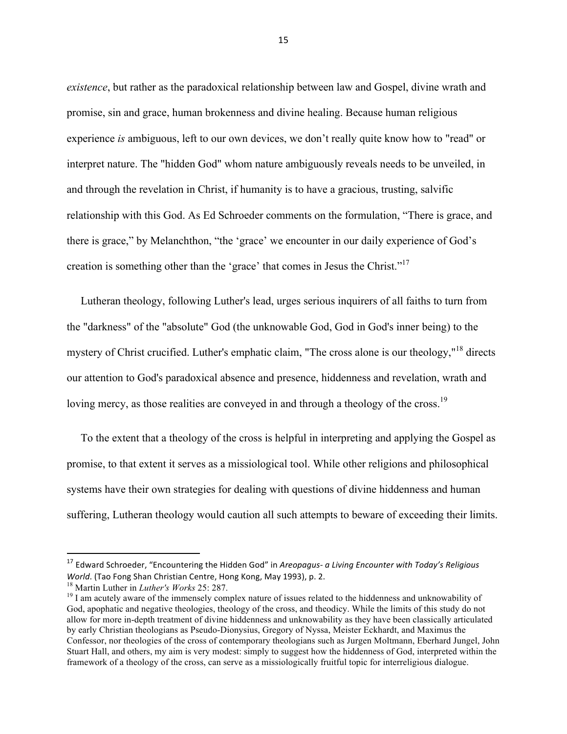*existence*, but rather as the paradoxical relationship between law and Gospel, divine wrath and promise, sin and grace, human brokenness and divine healing. Because human religious experience *is* ambiguous, left to our own devices, we don't really quite know how to "read" or interpret nature. The "hidden God" whom nature ambiguously reveals needs to be unveiled, in and through the revelation in Christ, if humanity is to have a gracious, trusting, salvific relationship with this God. As Ed Schroeder comments on the formulation, "There is grace, and there is grace," by Melanchthon, "the 'grace' we encounter in our daily experience of God's creation is something other than the 'grace' that comes in Jesus the Christ."[17]

Lutheran theology, following Luther's lead, urges serious inquirers of all faiths to turn from the "darkness" of the "absolute" God (the unknowable God, God in God's inner being) to the mystery of Christ crucified. Luther's emphatic claim, "The cross alone is our theology,"[18] directs our attention to God's paradoxical absence and presence, hiddenness and revelation, wrath and loving mercy, as those realities are conveyed in and through a theology of the cross.[19]

To the extent that a theology of the cross is helpful in interpreting and applying the Gospel as promise, to that extent it serves as a missiological tool. While other religions and philosophical systems have their own strategies for dealing with questions of divine hiddenness and human suffering, Lutheran theology would caution all such attempts to beware of exceeding their limits.

---

[17] Edward Schroeder, "Encountering the Hidden God" in *Areopagus- a Living Encounter with Today's Religious World*. (Tao Fong Shan Christian Centre, Hong Kong, May 1993), p. 2.

[18] Martin Luther in *Luther's Works* 25: 287.

[19] I am acutely aware of the immensely complex nature of issues related to the hiddenness and unknowability of God, apophatic and negative theologies, theology of the cross, and theodicy. While the limits of this study do not allow for more in-depth treatment of divine hiddenness and unknowability as they have been classically articulated by early Christian theologians as Pseudo-Dionysius, Gregory of Nyssa, Meister Eckhardt, and Maximus the Confessor, nor theologies of the cross of contemporary theologians such as Jurgen Moltmann, Eberhard Jungel, John Stuart Hall, and others, my aim is very modest: simply to suggest how the hiddenness of God, interpreted within the framework of a theology of the cross, can serve as a missiologically fruitful topic for interreligious dialogue.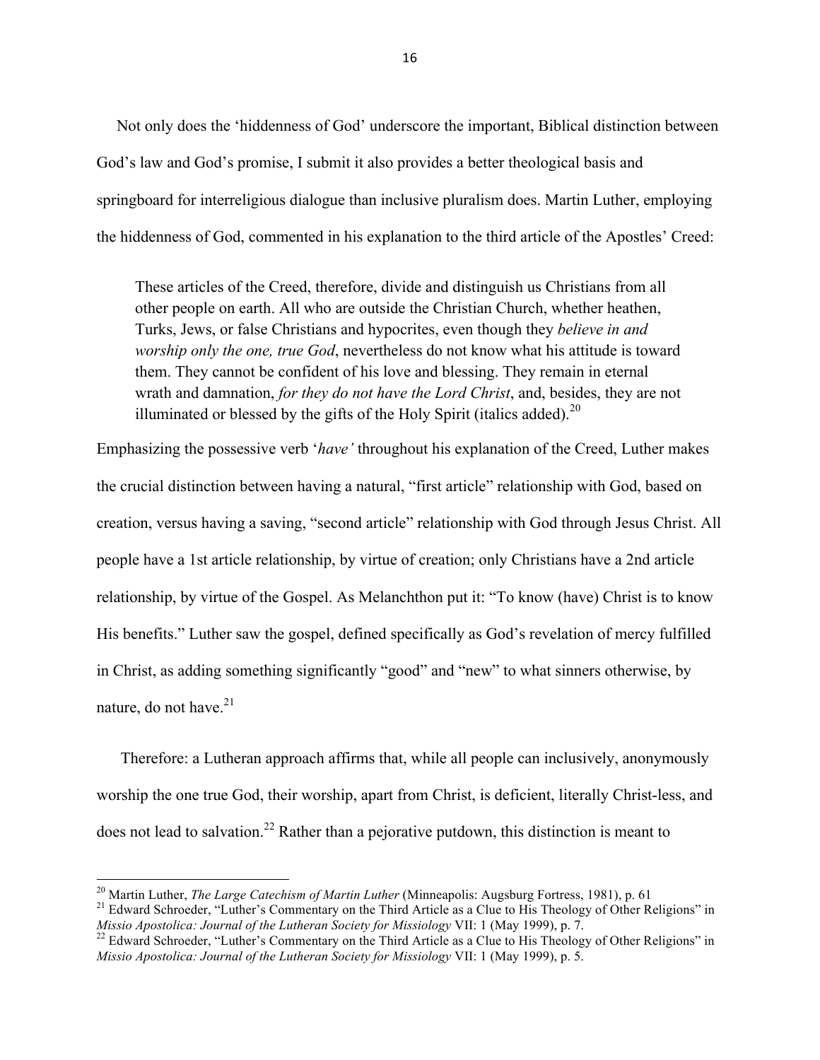Not only does the 'hiddenness of God' underscore the important, Biblical distinction between God's law and God's promise, I submit it also provides a better theological basis and springboard for interreligious dialogue than inclusive pluralism does. Martin Luther, employing the hiddenness of God, commented in his explanation to the third article of the Apostles' Creed:

> These articles of the Creed, therefore, divide and distinguish us Christians from all other people on earth. All who are outside the Christian Church, whether heathen, Turks, Jews, or false Christians and hypocrites, even though they *believe in and worship only the one, true God*, nevertheless do not know what his attitude is toward them. They cannot be confident of his love and blessing. They remain in eternal wrath and damnation, *for they do not have the Lord Christ*, and, besides, they are not illuminated or blessed by the gifts of the Holy Spirit (italics added).[20]

Emphasizing the possessive verb '*have'* throughout his explanation of the Creed, Luther makes the crucial distinction between having a natural, "first article" relationship with God, based on creation, versus having a saving, "second article" relationship with God through Jesus Christ. All people have a 1st article relationship, by virtue of creation; only Christians have a 2nd article relationship, by virtue of the Gospel. As Melanchthon put it: "To know (have) Christ is to know His benefits." Luther saw the gospel, defined specifically as God's revelation of mercy fulfilled in Christ, as adding something significantly "good" and "new" to what sinners otherwise, by nature, do not have.[21]

Therefore: a Lutheran approach affirms that, while all people can inclusively, anonymously worship the one true God, their worship, apart from Christ, is deficient, literally Christ-less, and does not lead to salvation.[22] Rather than a pejorative putdown, this distinction is meant to

---

[20] Martin Luther, *The Large Catechism of Martin Luther* (Minneapolis: Augsburg Fortress, 1981), p. 61

[21] Edward Schroeder, "Luther's Commentary on the Third Article as a Clue to His Theology of Other Religions" in *Missio Apostolica: Journal of the Lutheran Society for Missiology* VII: 1 (May 1999), p. 7.

[22] Edward Schroeder, "Luther's Commentary on the Third Article as a Clue to His Theology of Other Religions" in *Missio Apostolica: Journal of the Lutheran Society for Missiology* VII: 1 (May 1999), p. 5.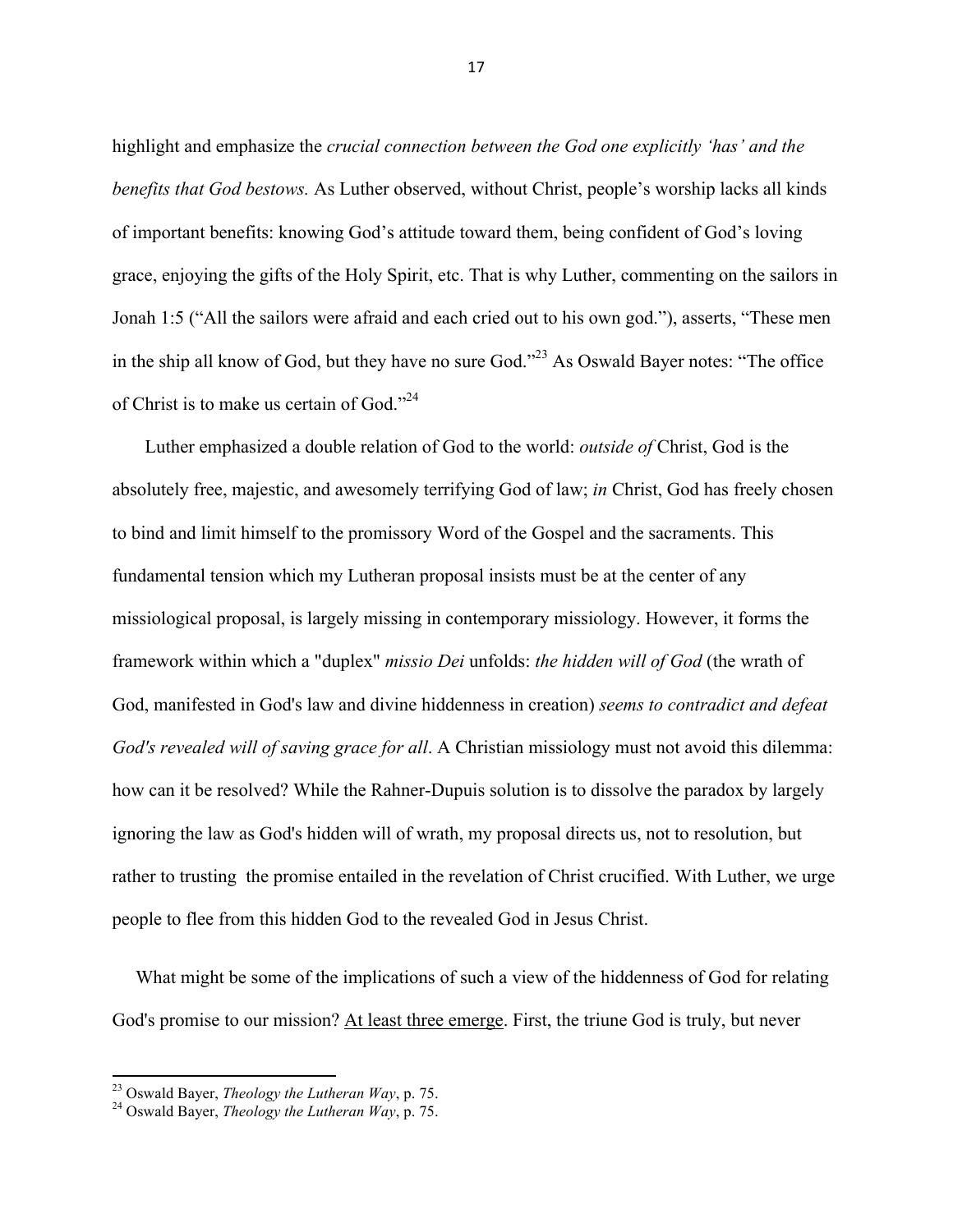highlight and emphasize the *crucial connection between the God one explicitly 'has' and the benefits that God bestows.* As Luther observed, without Christ, people's worship lacks all kinds of important benefits: knowing God's attitude toward them, being confident of God's loving grace, enjoying the gifts of the Holy Spirit, etc. That is why Luther, commenting on the sailors in Jonah 1:5 ("All the sailors were afraid and each cried out to his own god."), asserts, "These men in the ship all know of God, but they have no sure God."[23] As Oswald Bayer notes: "The office of Christ is to make us certain of God."[24]

Luther emphasized a double relation of God to the world: *outside of* Christ, God is the absolutely free, majestic, and awesomely terrifying God of law; *in* Christ, God has freely chosen to bind and limit himself to the promissory Word of the Gospel and the sacraments. This fundamental tension which my Lutheran proposal insists must be at the center of any missiological proposal, is largely missing in contemporary missiology. However, it forms the framework within which a "duplex" *missio Dei* unfolds: *the hidden will of God* (the wrath of God, manifested in God's law and divine hiddenness in creation) *seems to contradict and defeat God's revealed will of saving grace for all*. A Christian missiology must not avoid this dilemma: how can it be resolved? While the Rahner-Dupuis solution is to dissolve the paradox by largely ignoring the law as God's hidden will of wrath, my proposal directs us, not to resolution, but rather to trusting the promise entailed in the revelation of Christ crucified. With Luther, we urge people to flee from this hidden God to the revealed God in Jesus Christ.

What might be some of the implications of such a view of the hiddenness of God for relating God's promise to our mission? At least three emerge. First, the triune God is truly, but never

---

[23] Oswald Bayer, *Theology the Lutheran Way*, p. 75.

[24] Oswald Bayer, *Theology the Lutheran Way*, p. 75.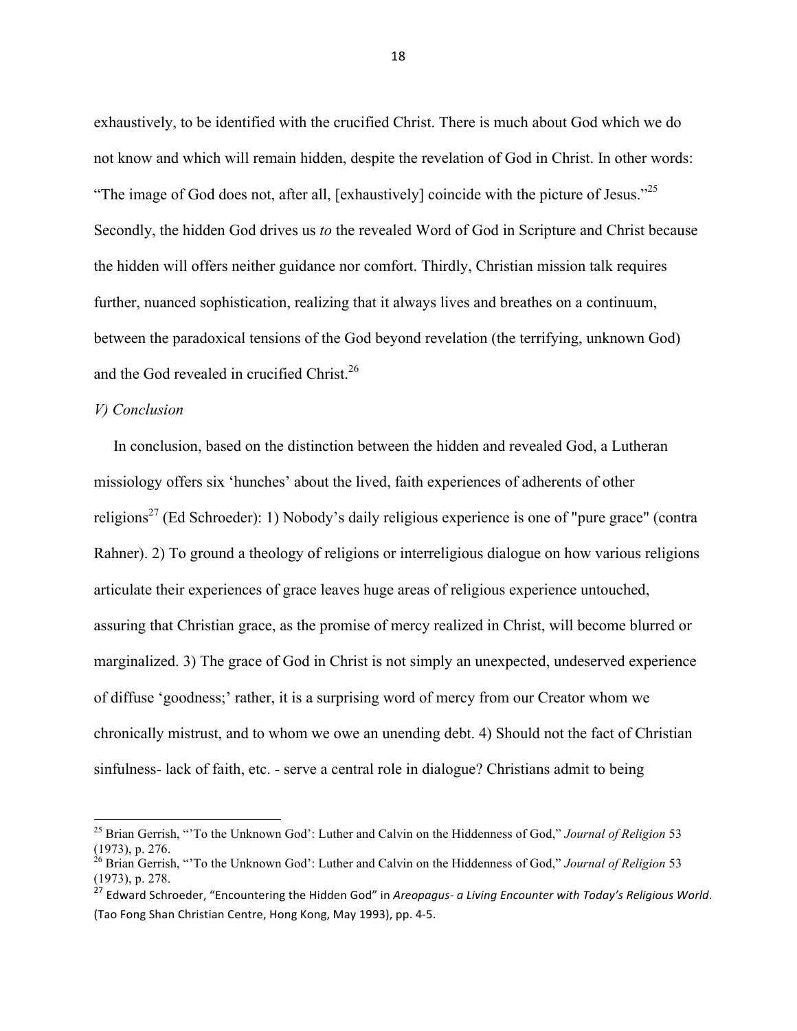exhaustively, to be identified with the crucified Christ. There is much about God which we do not know and which will remain hidden, despite the revelation of God in Christ. In other words: "The image of God does not, after all, [exhaustively] coincide with the picture of Jesus."[25] Secondly, the hidden God drives us *to* the revealed Word of God in Scripture and Christ because the hidden will offers neither guidance nor comfort. Thirdly, Christian mission talk requires further, nuanced sophistication, realizing that it always lives and breathes on a continuum, between the paradoxical tensions of the God beyond revelation (the terrifying, unknown God) and the God revealed in crucified Christ.[26]

*V) Conclusion*

In conclusion, based on the distinction between the hidden and revealed God, a Lutheran missiology offers six 'hunches' about the lived, faith experiences of adherents of other religions[27] (Ed Schroeder): 1) Nobody's daily religious experience is one of "pure grace" (contra Rahner). 2) To ground a theology of religions or interreligious dialogue on how various religions articulate their experiences of grace leaves huge areas of religious experience untouched, assuring that Christian grace, as the promise of mercy realized in Christ, will become blurred or marginalized. 3) The grace of God in Christ is not simply an unexpected, undeserved experience of diffuse 'goodness;' rather, it is a surprising word of mercy from our Creator whom we chronically mistrust, and to whom we owe an unending debt. 4) Should not the fact of Christian sinfulness- lack of faith, etc. - serve a central role in dialogue? Christians admit to being

---

[25] Brian Gerrish, "'To the Unknown God': Luther and Calvin on the Hiddenness of God," *Journal of Religion* 53 (1973), p. 276.

[26] Brian Gerrish, "'To the Unknown God': Luther and Calvin on the Hiddenness of God," *Journal of Religion* 53 (1973), p. 278.

[27] Edward Schroeder, "Encountering the Hidden God" in *Areopagus- a Living Encounter with Today's Religious World*. (Tao Fong Shan Christian Centre, Hong Kong, May 1993), pp. 4-5.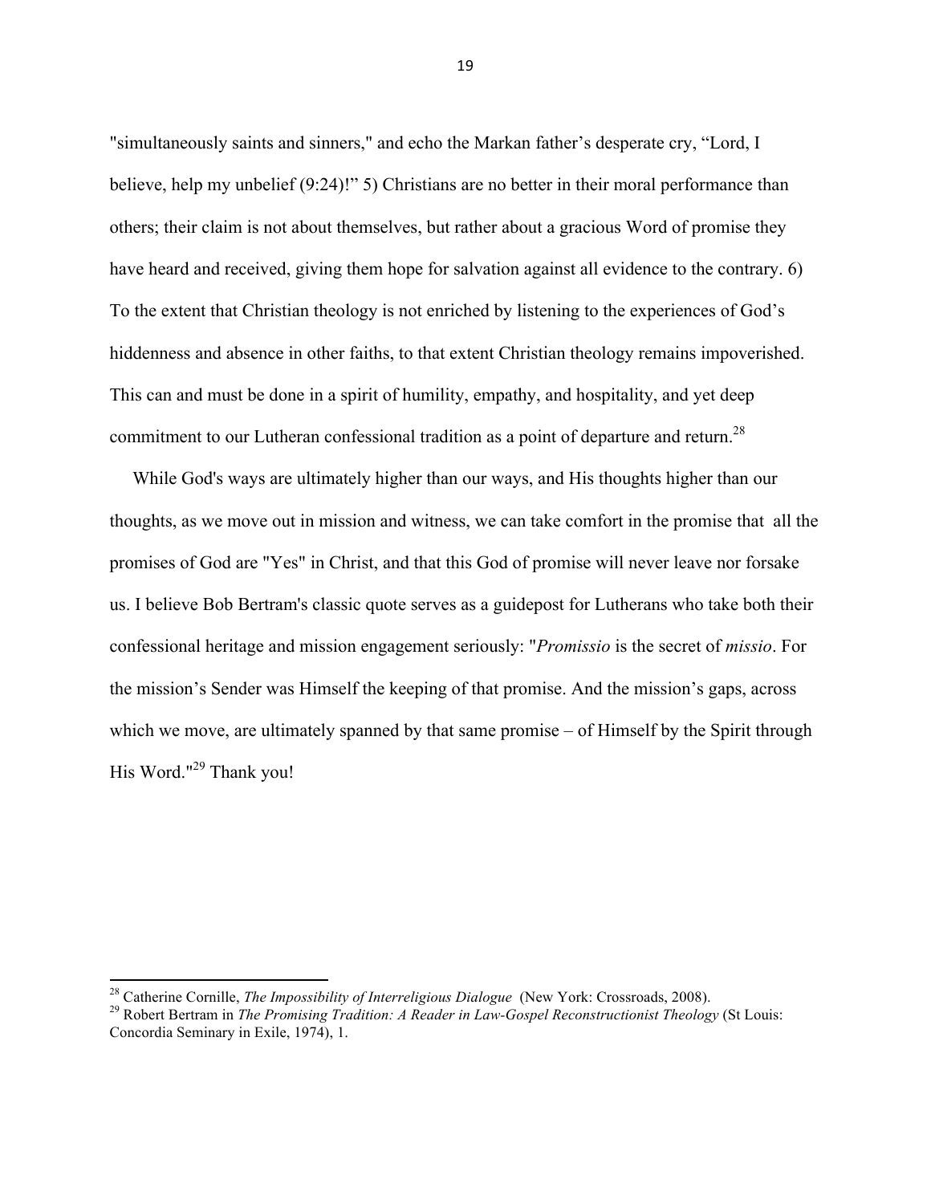"simultaneously saints and sinners," and echo the Markan father's desperate cry, "Lord, I believe, help my unbelief (9:24)!" 5) Christians are no better in their moral performance than others; their claim is not about themselves, but rather about a gracious Word of promise they have heard and received, giving them hope for salvation against all evidence to the contrary. 6) To the extent that Christian theology is not enriched by listening to the experiences of God's hiddenness and absence in other faiths, to that extent Christian theology remains impoverished. This can and must be done in a spirit of humility, empathy, and hospitality, and yet deep commitment to our Lutheran confessional tradition as a point of departure and return.[28]

While God's ways are ultimately higher than our ways, and His thoughts higher than our thoughts, as we move out in mission and witness, we can take comfort in the promise that all the promises of God are "Yes" in Christ, and that this God of promise will never leave nor forsake us. I believe Bob Bertram's classic quote serves as a guidepost for Lutherans who take both their confessional heritage and mission engagement seriously: "*Promissio* is the secret of *missio*. For the mission's Sender was Himself the keeping of that promise. And the mission's gaps, across which we move, are ultimately spanned by that same promise – of Himself by the Spirit through His Word."[29] Thank you!

---

[28] Catherine Cornille, *The Impossibility of Interreligious Dialogue* (New York: Crossroads, 2008).

[29] Robert Bertram in *The Promising Tradition: A Reader in Law-Gospel Reconstructionist Theology* (St Louis: Concordia Seminary in Exile, 1974), 1.